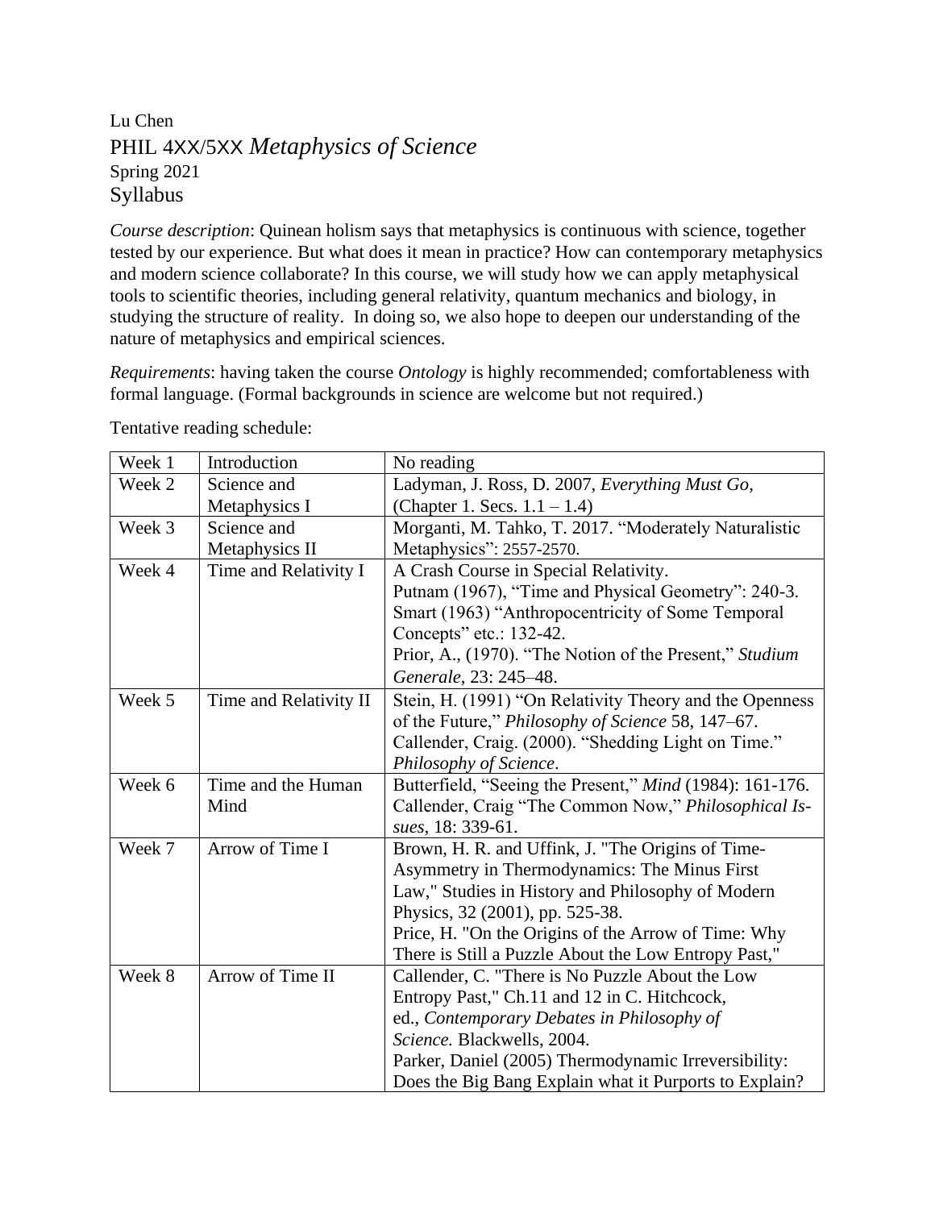Lu Chen

PHIL 4XX/5XX *Metaphysics of Science*

Spring 2021

Syllabus

*Course description*: Quinean holism says that metaphysics is continuous with science, together tested by our experience. But what does it mean in practice? How can contemporary metaphysics and modern science collaborate? In this course, we will study how we can apply metaphysical tools to scientific theories, including general relativity, quantum mechanics and biology, in studying the structure of reality. In doing so, we also hope to deepen our understanding of the nature of metaphysics and empirical sciences.

*Requirements*: having taken the course *Ontology* is highly recommended; comfortableness with formal language. (Formal backgrounds in science are welcome but not required.)

Tentative reading schedule:

| Week 1 | Introduction | No reading |
|---|---|---|
| Week 2 | Science and Metaphysics I | Ladyman, J. Ross, D. 2007, *Everything Must Go*, (Chapter 1. Secs. 1.1 – 1.4) |
| Week 3 | Science and Metaphysics II | Morganti, M. Tahko, T. 2017. "Moderately Naturalistic Metaphysics": 2557-2570. |
| Week 4 | Time and Relativity I | A Crash Course in Special Relativity.<br>Putnam (1967), "Time and Physical Geometry": 240-3.<br>Smart (1963) "Anthropocentricity of Some Temporal Concepts" etc.: 132-42.<br>Prior, A., (1970). "The Notion of the Present," *Studium Generale*, 23: 245–48. |
| Week 5 | Time and Relativity II | Stein, H. (1991) "On Relativity Theory and the Openness of the Future," *Philosophy of Science* 58, 147–67.<br>Callender, Craig. (2000). "Shedding Light on Time." *Philosophy of Science*. |
| Week 6 | Time and the Human Mind | Butterfield, "Seeing the Present," *Mind* (1984): 161-176.<br>Callender, Craig "The Common Now," *Philosophical Issues*, 18: 339-61. |
| Week 7 | Arrow of Time I | Brown, H. R. and Uffink, J. "The Origins of Time-Asymmetry in Thermodynamics: The Minus First Law," Studies in History and Philosophy of Modern Physics, 32 (2001), pp. 525-38.<br>Price, H. "On the Origins of the Arrow of Time: Why There is Still a Puzzle About the Low Entropy Past," |
| Week 8 | Arrow of Time II | Callender, C. "There is No Puzzle About the Low Entropy Past," Ch.11 and 12 in C. Hitchcock, ed., *Contemporary Debates in Philosophy of Science.* Blackwells, 2004.<br>Parker, Daniel (2005) Thermodynamic Irreversibility: Does the Big Bang Explain what it Purports to Explain? |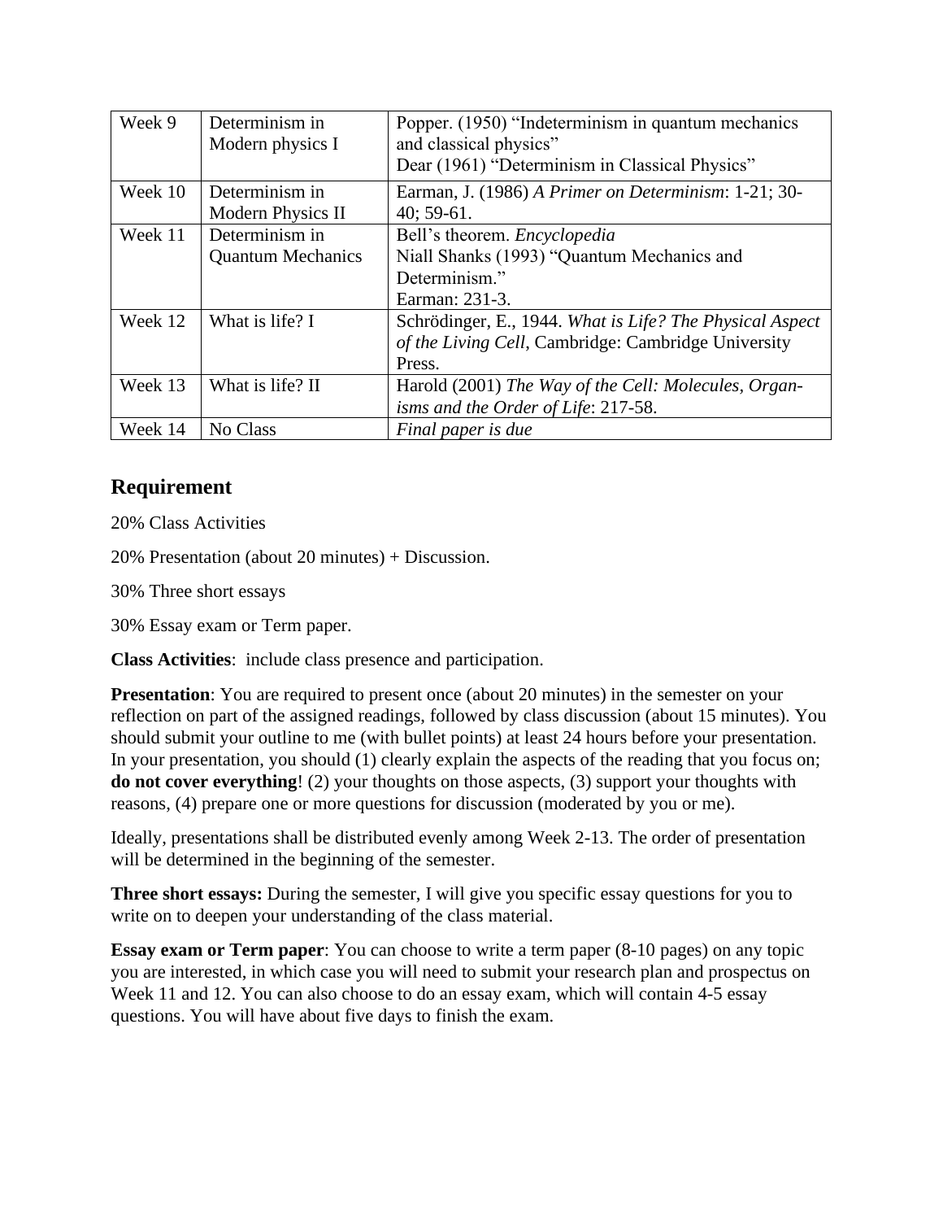| | | |
|---|---|---|
| Week 9 | Determinism in Modern physics I | Popper. (1950) "Indeterminism in quantum mechanics and classical physics"<br>Dear (1961) "Determinism in Classical Physics" |
| Week 10 | Determinism in Modern Physics II | Earman, J. (1986) *A Primer on Determinism*: 1-21; 30-40; 59-61. |
| Week 11 | Determinism in Quantum Mechanics | Bell's theorem. *Encyclopedia*<br>Niall Shanks (1993) "Quantum Mechanics and Determinism."<br>Earman: 231-3. |
| Week 12 | What is life? I | Schrödinger, E., 1944. *What is Life? The Physical Aspect of the Living Cell*, Cambridge: Cambridge University Press. |
| Week 13 | What is life? II | Harold (2001) *The Way of the Cell: Molecules, Organisms and the Order of Life*: 217-58. |
| Week 14 | No Class | *Final paper is due* |

## Requirement

20% Class Activities

20% Presentation (about 20 minutes) + Discussion.

30% Three short essays

30% Essay exam or Term paper.

**Class Activities**: include class presence and participation.

**Presentation**: You are required to present once (about 20 minutes) in the semester on your reflection on part of the assigned readings, followed by class discussion (about 15 minutes). You should submit your outline to me (with bullet points) at least 24 hours before your presentation. In your presentation, you should (1) clearly explain the aspects of the reading that you focus on; **do not cover everything**! (2) your thoughts on those aspects, (3) support your thoughts with reasons, (4) prepare one or more questions for discussion (moderated by you or me).

Ideally, presentations shall be distributed evenly among Week 2-13. The order of presentation will be determined in the beginning of the semester.

**Three short essays:** During the semester, I will give you specific essay questions for you to write on to deepen your understanding of the class material.

**Essay exam or Term paper**: You can choose to write a term paper (8-10 pages) on any topic you are interested, in which case you will need to submit your research plan and prospectus on Week 11 and 12. You can also choose to do an essay exam, which will contain 4-5 essay questions. You will have about five days to finish the exam.